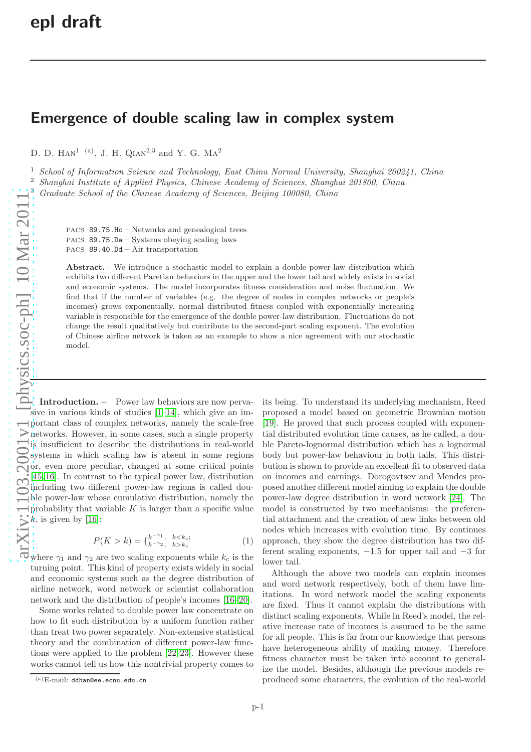# Emergence of double scaling law in complex system

D. D. Han[1] (a), J. H. Qian[2,3] and Y. G. Ma[2]

[1] *School of Information Science and Technology, East China Normal University, Shanghai 200241, China*
[2] *Shanghai Institute of Applied Physics, Chinese Academy of Sciences, Shanghai 201800, China*
[3] *Graduate School of the Chinese Academy of Sciences, Beijing 100080, China*

PACS 89.75.Hc – Networks and genealogical trees
PACS 89.75.Da – Systems obeying scaling laws
PACS 89.40.Dd – Air transportation

**Abstract.** - We introduce a stochastic model to explain a double power-law distribution which exhibits two different Paretian behaviors in the upper and the lower tail and widely exists in social and economic systems. The model incorporates fitness consideration and noise fluctuation. We find that if the number of variables (e.g. the degree of nodes in complex networks or people's incomes) grows exponentially, normal distributed fitness coupled with exponentially increasing variable is responsible for the emergence of the double power-law distribution. Fluctuations do not change the result qualitatively but contribute to the second-part scaling exponent. The evolution of Chinese airline network is taken as an example to show a nice agreement with our stochastic model.

**Introduction.** – Power law behaviors are now pervasive in various kinds of studies [1–14], which give an important class of complex networks, namely the scale-free networks. However, in some cases, such a single property is insufficient to describe the distributions in real-world systems in which scaling law is absent in some regions or, even more peculiar, changed at some critical points [15,16]. In contrast to the typical power law, distribution including two different power-law regions is called double power-law whose cumulative distribution, namely the probability that variable $K$ is larger than a specific value $k$, is given by [16]:

$$P(K>k)=\begin{cases}k^{-\gamma_1}, & k<k_c;\\ k^{-\gamma_2}, & k>k_c\end{cases} \quad (1)$$

where $\gamma_1$ and $\gamma_2$ are two scaling exponents while $k_c$ is the turning point. This kind of property exists widely in social and economic systems such as the degree distribution of airline network, word network or scientist collaboration network and the distribution of people's incomes [16–20].

Some works related to double power law concentrate on how to fit such distribution by a uniform function rather than treat two power separately. Non-extensive statistical theory and the combination of different power-law functions were applied to the problem [22,23]. However these works cannot tell us how this nontrivial property comes to its being. To understand its underlying mechanism, Reed proposed a model based on geometric Brownian motion [19]. He proved that such process coupled with exponential distributed evolution time causes, as he called, a double Pareto-lognormal distribution which has a lognormal body but power-law behaviour in both tails. This distribution is shown to provide an excellent fit to observed data on incomes and earnings. Dorogovtsev and Mendes proposed another different model aiming to explain the double power-law degree distribution in word network [24]. The model is constructed by two mechanisms: the preferential attachment and the creation of new links between old nodes which increases with evolution time. By continues approach, they show the degree distribution has two different scaling exponents, $-1.5$ for upper tail and $-3$ for lower tail.

Although the above two models can explain incomes and word network respectively, both of them have limitations. In word network model the scaling exponents are fixed. Thus it cannot explain the distributions with distinct scaling exponents. While in Reed's model, the relative increase rate of incomes is assumed to be the same for all people. This is far from our knowledge that persons have heterogeneous ability of making money. Therefore fitness character must be taken into account to generalize the model. Besides, although the previous models reproduced some characters, the evolution of the real-world

(a) E-mail: ddhan@ee.ecnu.edu.cn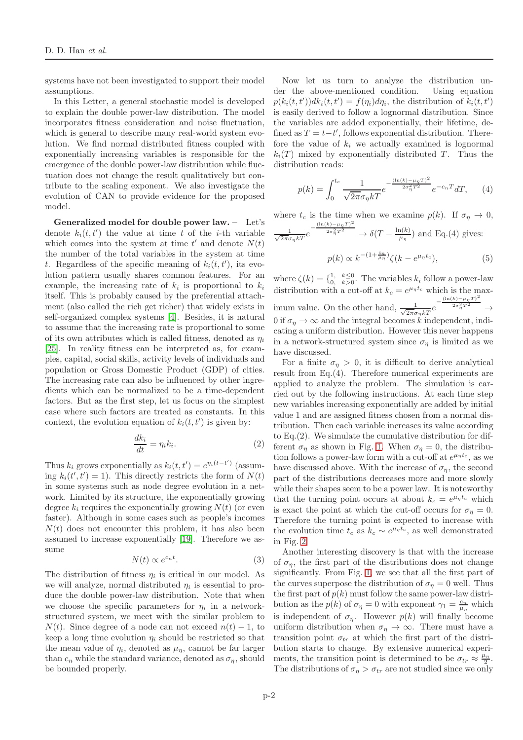systems have not been investigated to support their model assumptions.

In this Letter, a general stochastic model is developed to explain the double power-law distribution. The model incorporates fitness consideration and noise fluctuation, which is general to describe many real-world system evolution. We find normal distributed fitness coupled with exponentially increasing variables is responsible for the emergence of the double power-law distribution while fluctuation does not change the result qualitatively but contribute to the scaling exponent. We also investigate the evolution of CAN to provide evidence for the proposed model.

**Generalized model for double power law.** – Let's denote $k_i(t,t')$ the value at time $t$ of the $i$-th variable which comes into the system at time $t'$ and denote $N(t)$ the number of the total variables in the system at time $t$. Regardless of the specific meaning of $k_i(t,t')$, its evolution pattern usually shares common features. For an example, the increasing rate of $k_i$ is proportional to $k_i$ itself. This is probably caused by the preferential attachment (also called the rich get richer) that widely exists in self-organized complex systems [4]. Besides, it is natural to assume that the increasing rate is proportional to some of its own attributes which is called fitness, denoted as $\eta_i$ [25]. In reality fitness can be interpreted as, for examples, capital, social skills, activity levels of individuals and population or Gross Domestic Product (GDP) of cities. The increasing rate can also be influenced by other ingredients which can be normalized to be a time-dependent factors. But as the first step, let us focus on the simplest case where such factors are treated as constants. In this context, the evolution equation of $k_i(t,t')$ is given by:

$$\frac{dk_i}{dt} = \eta_i k_i. \tag{2}$$

Thus $k_i$ grows exponentially as $k_i(t,t') = e^{\eta_i(t-t')}$ (assuming $k_i(t',t') = 1$). This directly restricts the form of $N(t)$ in some systems such as node degree evolution in a network. Limited by its structure, the exponentially growing degree $k_i$ requires the exponentially growing $N(t)$ (or even faster). Although in some cases such as people's incomes $N(t)$ does not encounter this problem, it has also been assumed to increase exponentially [19]. Therefore we assume

$$N(t) \propto e^{c_n t}. \tag{3}$$

The distribution of fitness $\eta_i$ is critical in our model. As we will analyze, normal distributed $\eta_i$ is essential to produce the double power-law distribution. Note that when we choose the specific parameters for $\eta_i$ in a network-structured system, we meet with the similar problem to $N(t)$. Since degree of a node can not exceed $n(t) - 1$, to keep a long time evolution $\eta_i$ should be restricted so that the mean value of $\eta_i$, denoted as $\mu_\eta$, cannot be far larger than $c_n$ while the standard variance, denoted as $\sigma_\eta$, should be bounded properly.

Now let us turn to analyze the distribution under the above-mentioned condition. Using equation $p(k_i(t,t'))dk_i(t,t') = f(\eta_i)d\eta_i$, the distribution of $k_i(t,t')$ is easily derived to follow a lognormal distribution. Since the variables are added exponentially, their lifetime, defined as $T = t - t'$, follows exponential distribution. Therefore the value of $k_i$ we actually examined is lognormal $k_i(T)$ mixed by exponentially distributed $T$. Thus the distribution reads:

$$p(k) = \int_0^{t_c} \frac{1}{\sqrt{2\pi}\sigma_\eta kT} e^{-\frac{(\ln(k)-\mu_\eta T)^2}{2\sigma_\eta^2 T^2}} e^{-c_n T} dT, \tag{4}$$

where $t_c$ is the time when we examine $p(k)$. If $\sigma_\eta \to 0$, $\frac{1}{\sqrt{2\pi}\sigma_\eta kT} e^{-\frac{(\ln(k)-\mu_\eta T)^2}{2\sigma_\eta^2 T^2}} \to \delta(T - \frac{\ln(k)}{\mu_\eta})$ and Eq.(4) gives:

$$p(k) \propto k^{-(1+\frac{c_n}{\mu_\eta})} \zeta(k - e^{\mu_\eta t_c}), \tag{5}$$

where $\zeta(k) = \{^{1,\ \ k\leq 0}_{0,\ \ k>0}$. The variables $k_i$ follow a power-law distribution with a cut-off at $k_c = e^{\mu_\eta t_c}$ which is the maximum value. On the other hand, $\frac{1}{\sqrt{2\pi}\sigma_\eta kT} e^{-\frac{(\ln(k)-\mu_\eta T)^2}{2\sigma_\eta^2 T^2}} \to 0$ if $\sigma_\eta \to \infty$ and the integral becomes $k$ independent, indicating a uniform distribution. However this never happens in a network-structured system since $\sigma_\eta$ is limited as we have discussed.

For a finite $\sigma_\eta > 0$, it is difficult to derive analytical result from Eq.(4). Therefore numerical experiments are applied to analyze the problem. The simulation is carried out by the following instructions. At each time step new variables increasing exponentially are added by initial value 1 and are assigned fitness chosen from a normal distribution. Then each variable increases its value according to Eq.(2). We simulate the cumulative distribution for different $\sigma_\eta$ as shown in Fig. 1. When $\sigma_\eta = 0$, the distribution follows a power-law form with a cut-off at $e^{\mu_\eta t_c}$, as we have discussed above. With the increase of $\sigma_\eta$, the second part of the distributions decreases more and more slowly while their shapes seem to be a power law. It is noteworthy that the turning point occurs at about $k_c = e^{\mu_\eta t_c}$ which is exact the point at which the cut-off occurs for $\sigma_\eta = 0$. Therefore the turning point is expected to increase with the evolution time $t_c$ as $k_c \sim e^{\mu_\eta t_c}$, as well demonstrated in Fig. 2.

Another interesting discovery is that with the increase of $\sigma_\eta$, the first part of the distributions does not change significantly. From Fig. 1, we see that all the first part of the curves superpose the distribution of $\sigma_\eta = 0$ well. Thus the first part of $p(k)$ must follow the same power-law distribution as the $p(k)$ of $\sigma_\eta = 0$ with exponent $\gamma_1 = \frac{c_n}{\mu_\eta}$ which is independent of $\sigma_\eta$. However $p(k)$ will finally become uniform distribution when $\sigma_\eta \to \infty$. There must have a transition point $\sigma_{tr}$ at which the first part of the distribution starts to change. By extensive numerical experiments, the transition point is determined to be $\sigma_{tr} \approx \frac{\mu_\eta}{2}$. The distributions of $\sigma_\eta > \sigma_{tr}$ are not studied since we only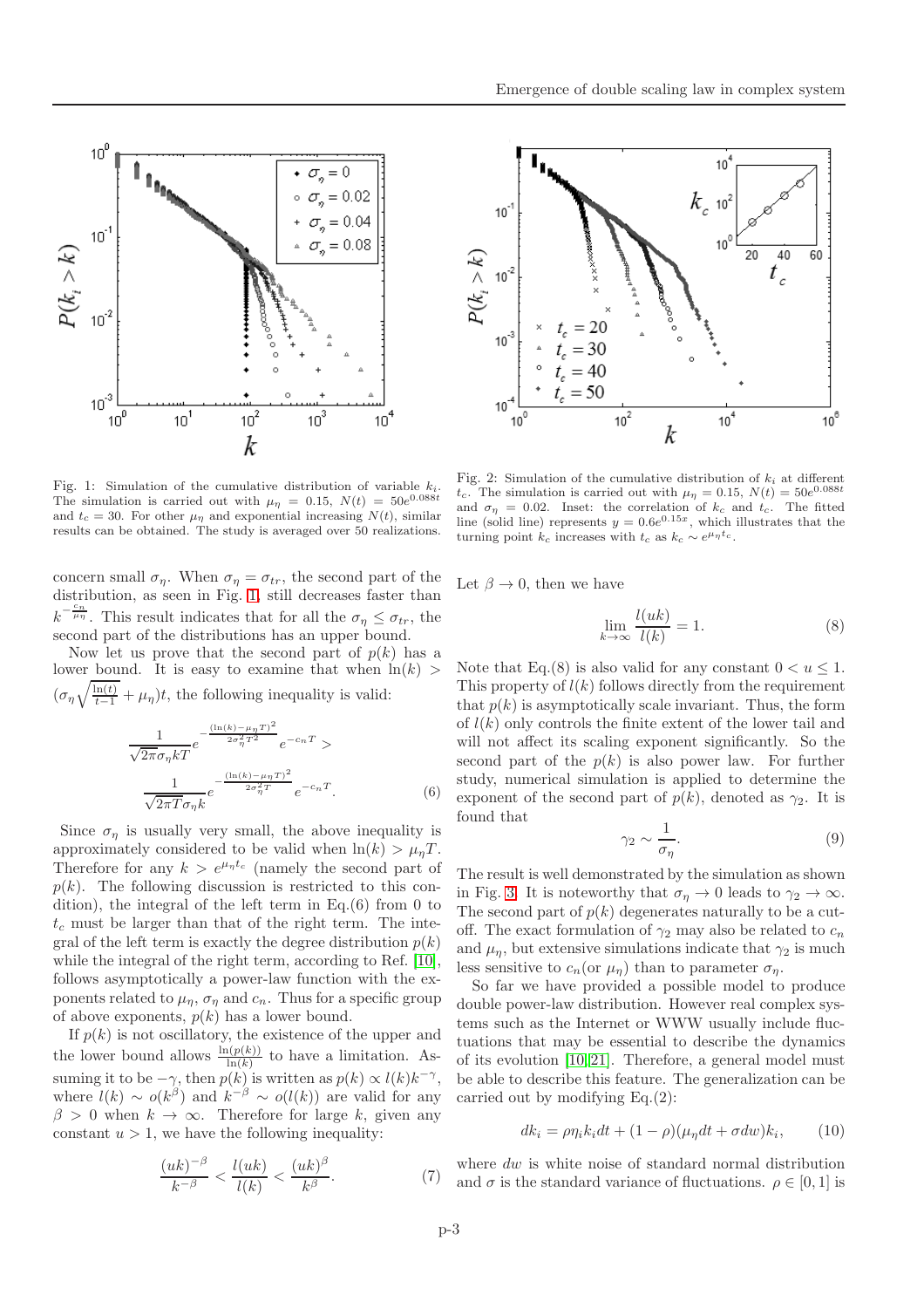Fig. 1: Simulation of the cumulative distribution of variable $k_i$. The simulation is carried out with $\mu_\eta = 0.15$, $N(t) = 50e^{0.088t}$ and $t_c = 30$. For other $\mu_\eta$ and exponential increasing $N(t)$, similar results can be obtained. The study is averaged over 50 realizations.

Fig. 2: Simulation of the cumulative distribution of $k_i$ at different $t_c$. The simulation is carried out with $\mu_\eta = 0.15$, $N(t) = 50e^{0.088t}$ and $\sigma_\eta = 0.02$. Inset: the correlation of $k_c$ and $t_c$. The fitted line (solid line) represents $y = 0.6e^{0.15x}$, which illustrates that the turning point $k_c$ increases with $t_c$ as $k_c \sim e^{\mu_\eta t_c}$.

concern small $\sigma_\eta$. When $\sigma_\eta = \sigma_{tr}$, the second part of the distribution, as seen in Fig. 1, still decreases faster than $k^{-\frac{c_n}{\mu_\eta}}$. This result indicates that for all the $\sigma_\eta \leq \sigma_{tr}$, the second part of the distributions has an upper bound.

Now let us prove that the second part of $p(k)$ has a lower bound. It is easy to examine that when $\ln(k) > (\sigma_\eta\sqrt{\frac{\ln(t)}{t-1}} + \mu_\eta)t$, the following inequality is valid:

$$\frac{1}{\sqrt{2\pi}\sigma_\eta kT}e^{-\frac{(\ln(k)-\mu_\eta T)^2}{2\sigma_\eta^2 T^2}}e^{-c_n T} > \frac{1}{\sqrt{2\pi T}\sigma_\eta k}e^{-\frac{(\ln(k)-\mu_\eta T)^2}{2\sigma_\eta^2 T}}e^{-c_n T}. \tag{6}$$

Since $\sigma_\eta$ is usually very small, the above inequality is approximately considered to be valid when $\ln(k) > \mu_\eta T$. Therefore for any $k > e^{\mu_\eta t_c}$ (namely the second part of $p(k)$. The following discussion is restricted to this condition), the integral of the left term in Eq.(6) from 0 to $t_c$ must be larger than that of the right term. The integral of the left term is exactly the degree distribution $p(k)$ while the integral of the right term, according to Ref. [10], follows asymptotically a power-law function with the exponents related to $\mu_\eta$, $\sigma_\eta$ and $c_n$. Thus for a specific group of above exponents, $p(k)$ has a lower bound.

If $p(k)$ is not oscillatory, the existence of the upper and the lower bound allows $\frac{\ln(p(k))}{\ln(k)}$ to have a limitation. Assuming it to be $-\gamma$, then $p(k)$ is written as $p(k) \propto l(k)k^{-\gamma}$, where $l(k) \sim o(k^\beta)$ and $k^{-\beta} \sim o(l(k))$ are valid for any $\beta > 0$ when $k \to \infty$. Therefore for large $k$, given any constant $u > 1$, we have the following inequality:

$$\frac{(uk)^{-\beta}}{k^{-\beta}} < \frac{l(uk)}{l(k)} < \frac{(uk)^\beta}{k^\beta}. \tag{7}$$

Let $\beta \to 0$, then we have

$$\lim_{k\to\infty}\frac{l(uk)}{l(k)} = 1. \tag{8}$$

Note that Eq.(8) is also valid for any constant $0 < u \leq 1$. This property of $l(k)$ follows directly from the requirement that $p(k)$ is asymptotically scale invariant. Thus, the form of $l(k)$ only controls the finite extent of the lower tail and will not affect its scaling exponent significantly. So the second part of the $p(k)$ is also power law. For further study, numerical simulation is applied to determine the exponent of the second part of $p(k)$, denoted as $\gamma_2$. It is found that

$$\gamma_2 \sim \frac{1}{\sigma_\eta}. \tag{9}$$

The result is well demonstrated by the simulation as shown in Fig. 3. It is noteworthy that $\sigma_\eta \to 0$ leads to $\gamma_2 \to \infty$. The second part of $p(k)$ degenerates naturally to be a cutoff. The exact formulation of $\gamma_2$ may also be related to $c_n$ and $\mu_\eta$, but extensive simulations indicate that $\gamma_2$ is much less sensitive to $c_n$(or $\mu_\eta$) than to parameter $\sigma_\eta$.

So far we have provided a possible model to produce double power-law distribution. However real complex systems such as the Internet or WWW usually include fluctuations that may be essential to describe the dynamics of its evolution [10,21]. Therefore, a general model must be able to describe this feature. The generalization can be carried out by modifying Eq.(2):

$$dk_i = \rho\eta_i k_i dt + (1-\rho)(\mu_\eta dt + \sigma dw)k_i, \tag{10}$$

where $dw$ is white noise of standard normal distribution and $\sigma$ is the standard variance of fluctuations. $\rho \in [0, 1]$ is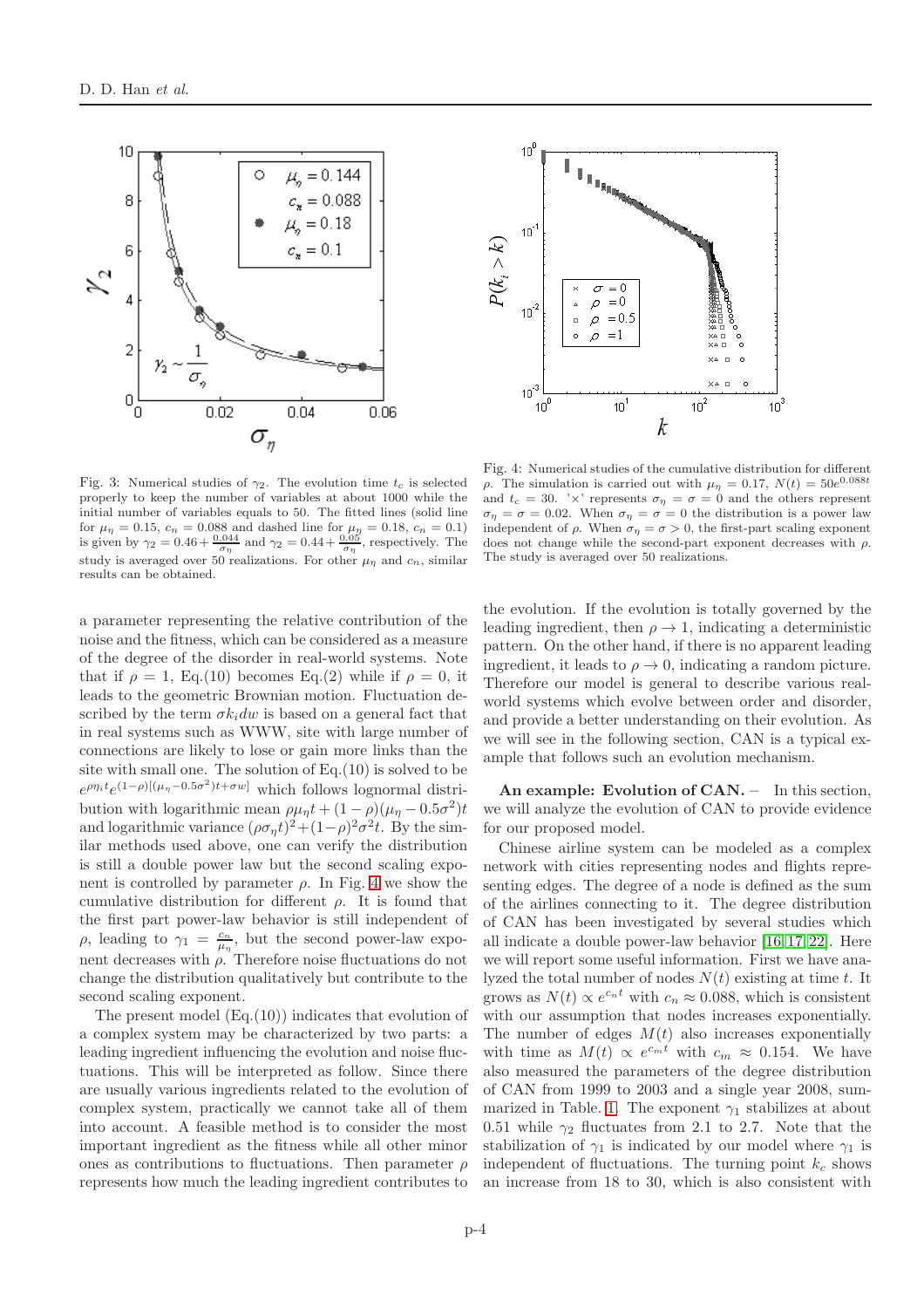Fig. 3: Numerical studies of $\gamma_2$. The evolution time $t_c$ is selected properly to keep the number of variables at about 1000 while the initial number of variables equals to 50. The fitted lines (solid line for $\mu_\eta = 0.15$, $c_n = 0.088$ and dashed line for $\mu_\eta = 0.18$, $c_n = 0.1$) is given by $\gamma_2 = 0.46 + \frac{0.044}{\sigma_\eta}$ and $\gamma_2 = 0.44 + \frac{0.05}{\sigma_\eta}$, respectively. The study is averaged over 50 realizations. For other $\mu_\eta$ and $c_n$, similar results can be obtained.

Fig. 4: Numerical studies of the cumulative distribution for different $\rho$. The simulation is carried out with $\mu_\eta = 0.17$, $N(t) = 50e^{0.088t}$ and $t_c = 30$. '×' represents $\sigma_\eta = \sigma = 0$ and the others represent $\sigma_\eta = \sigma = 0.02$. When $\sigma_\eta = \sigma = 0$ the distribution is a power law independent of $\rho$. When $\sigma_\eta = \sigma > 0$, the first-part scaling exponent does not change while the second-part exponent decreases with $\rho$. The study is averaged over 50 realizations.

a parameter representing the relative contribution of the noise and the fitness, which can be considered as a measure of the degree of the disorder in real-world systems. Note that if $\rho = 1$, Eq.(10) becomes Eq.(2) while if $\rho = 0$, it leads to the geometric Brownian motion. Fluctuation described by the term $\sigma k_i dw$ is based on a general fact that in real systems such as WWW, site with large number of connections are likely to lose or gain more links than the site with small one. The solution of Eq.(10) is solved to be $e^{\rho\eta_i t}e^{(1-\rho)[(\mu_\eta - 0.5\sigma^2)t+\sigma w]}$ which follows lognormal distribution with logarithmic mean $\rho\mu_\eta t + (1-\rho)(\mu_\eta - 0.5\sigma^2)t$ and logarithmic variance $(\rho\sigma_\eta t)^2 + (1-\rho)^2\sigma^2 t$. By the similar methods used above, one can verify the distribution is still a double power law but the second scaling exponent is controlled by parameter $\rho$. In Fig. 4 we show the cumulative distribution for different $\rho$. It is found that the first part power-law behavior is still independent of $\rho$, leading to $\gamma_1 = \frac{c_n}{\mu_\eta}$, but the second power-law exponent decreases with $\rho$. Therefore noise fluctuations do not change the distribution qualitatively but contribute to the second scaling exponent.

The present model (Eq.(10)) indicates that evolution of a complex system may be characterized by two parts: a leading ingredient influencing the evolution and noise fluctuations. This will be interpreted as follow. Since there are usually various ingredients related to the evolution of complex system, practically we cannot take all of them into account. A feasible method is to consider the most important ingredient as the fitness while all other minor ones as contributions to fluctuations. Then parameter $\rho$ represents how much the leading ingredient contributes to the evolution. If the evolution is totally governed by the leading ingredient, then $\rho \to 1$, indicating a deterministic pattern. On the other hand, if there is no apparent leading ingredient, it leads to $\rho \to 0$, indicating a random picture. Therefore our model is general to describe various real-world systems which evolve between order and disorder, and provide a better understanding on their evolution. As we will see in the following section, CAN is a typical example that follows such an evolution mechanism.

**An example: Evolution of CAN.** – In this section, we will analyze the evolution of CAN to provide evidence for our proposed model.

Chinese airline system can be modeled as a complex network with cities representing nodes and flights representing edges. The degree of a node is defined as the sum of the airlines connecting to it. The degree distribution of CAN has been investigated by several studies which all indicate a double power-law behavior [16, 17, 22]. Here we will report some useful information. First we have analyzed the total number of nodes $N(t)$ existing at time $t$. It grows as $N(t) \propto e^{c_n t}$ with $c_n \approx 0.088$, which is consistent with our assumption that nodes increases exponentially. The number of edges $M(t)$ also increases exponentially with time as $M(t) \propto e^{c_m t}$ with $c_m \approx 0.154$. We have also measured the parameters of the degree distribution of CAN from 1999 to 2003 and a single year 2008, summarized in Table. 1. The exponent $\gamma_1$ stabilizes at about 0.51 while $\gamma_2$ fluctuates from 2.1 to 2.7. Note that the stabilization of $\gamma_1$ is indicated by our model where $\gamma_1$ is independent of fluctuations. The turning point $k_c$ shows an increase from 18 to 30, which is also consistent with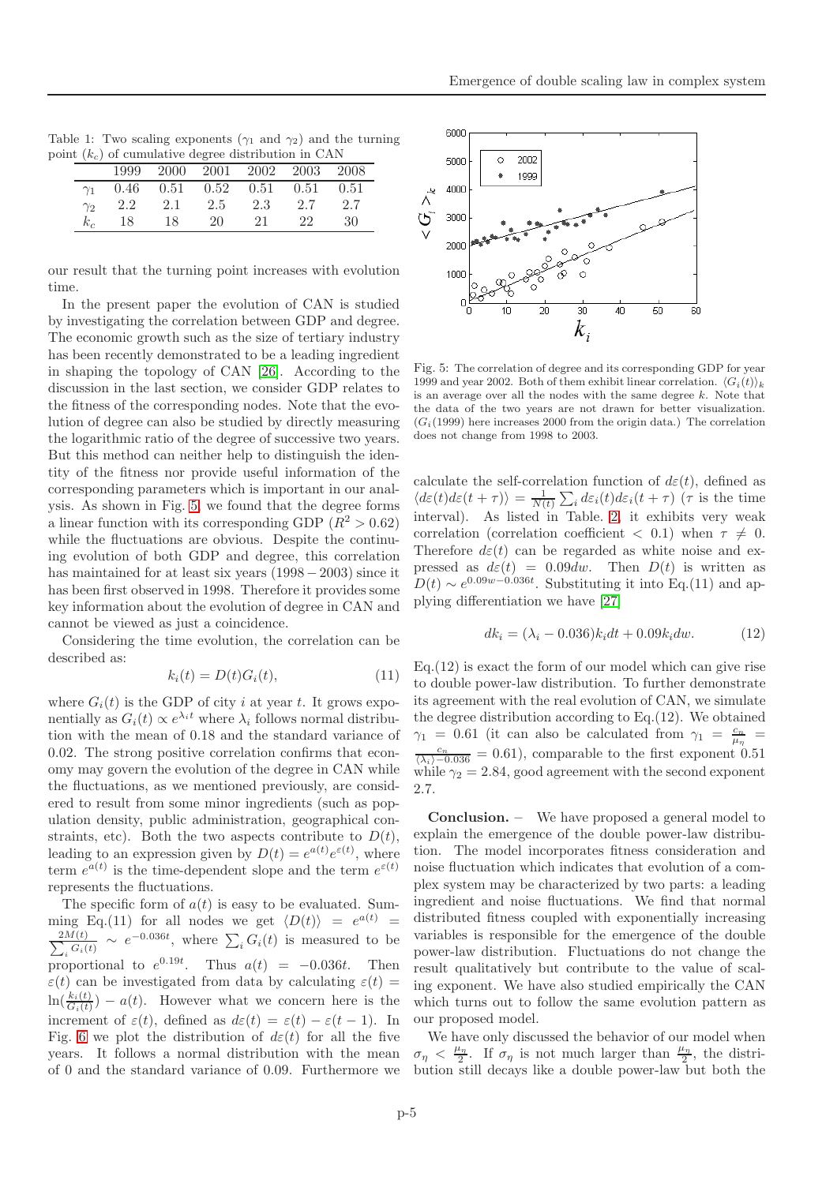Table 1: Two scaling exponents ($\gamma_1$ and $\gamma_2$) and the turning point ($k_c$) of cumulative degree distribution in CAN

| | 1999 | 2000 | 2001 | 2002 | 2003 | 2008 |
|---|---|---|---|---|---|---|
| $\gamma_1$ | 0.46 | 0.51 | 0.52 | 0.51 | 0.51 | 0.51 |
| $\gamma_2$ | 2.2 | 2.1 | 2.5 | 2.3 | 2.7 | 2.7 |
| $k_c$ | 18 | 18 | 20 | 21 | 22 | 30 |

our result that the turning point increases with evolution time.

In the present paper the evolution of CAN is studied by investigating the correlation between GDP and degree. The economic growth such as the size of tertiary industry has been recently demonstrated to be a leading ingredient in shaping the topology of CAN [26]. According to the discussion in the last section, we consider GDP relates to the fitness of the corresponding nodes. Note that the evolution of degree can also be studied by directly measuring the logarithmic ratio of the degree of successive two years. But this method can neither help to distinguish the identity of the fitness nor provide useful information of the corresponding parameters which is important in our analysis. As shown in Fig. 5, we found that the degree forms a linear function with its corresponding GDP ($R^2 > 0.62$) while the fluctuations are obvious. Despite the continuing evolution of both GDP and degree, this correlation has maintained for at least six years ($1998-2003$) since it has been first observed in 1998. Therefore it provides some key information about the evolution of degree in CAN and cannot be viewed as just a coincidence.

Considering the time evolution, the correlation can be described as:

$$k_i(t) = D(t)G_i(t), \tag{11}$$

where $G_i(t)$ is the GDP of city $i$ at year $t$. It grows exponentially as $G_i(t) \propto e^{\lambda_i t}$ where $\lambda_i$ follows normal distribution with the mean of 0.18 and the standard variance of 0.02. The strong positive correlation confirms that economy may govern the evolution of the degree in CAN while the fluctuations, as we mentioned previously, are considered to result from some minor ingredients (such as population density, public administration, geographical constraints, etc). Both the two aspects contribute to $D(t)$, leading to an expression given by $D(t) = e^{a(t)}e^{\varepsilon(t)}$, where term $e^{a(t)}$ is the time-dependent slope and the term $e^{\varepsilon(t)}$ represents the fluctuations.

The specific form of $a(t)$ is easy to be evaluated. Summing Eq.(11) for all nodes we get $\langle D(t)\rangle = e^{a(t)} = \frac{2M(t)}{\sum_i G_i(t)} \sim e^{-0.036t}$, where $\sum_i G_i(t)$ is measured to be proportional to $e^{0.19t}$. Thus $a(t) = -0.036t$. Then $\varepsilon(t)$ can be investigated from data by calculating $\varepsilon(t) = \ln(\frac{k_i(t)}{G_i(t)}) - a(t)$. However what we concern here is the increment of $\varepsilon(t)$, defined as $d\varepsilon(t) = \varepsilon(t) - \varepsilon(t-1)$. In Fig. 6 we plot the distribution of $d\varepsilon(t)$ for all the five years. It follows a normal distribution with the mean of 0 and the standard variance of 0.09. Furthermore we calculate the self-correlation function of $d\varepsilon(t)$, defined as $\langle d\varepsilon(t)d\varepsilon(t+\tau)\rangle = \frac{1}{N(t)}\sum_i d\varepsilon_i(t)d\varepsilon_i(t+\tau)$ ($\tau$ is the time interval). As listed in Table. 2, it exhibits very weak correlation (correlation coefficient $< 0.1$) when $\tau \neq 0$. Therefore $d\varepsilon(t)$ can be regarded as white noise and expressed as $d\varepsilon(t) = 0.09dw$. Then $D(t)$ is written as $D(t) \sim e^{0.09w-0.036t}$. Substituting it into Eq.(11) and applying differentiation we have [27]

$$dk_i = (\lambda_i - 0.036)k_i dt + 0.09 k_i dw. \tag{12}$$

Fig. 5: The correlation of degree and its corresponding GDP for year 1999 and year 2002. Both of them exhibit linear correlation. $\langle G_i(t)\rangle_k$ is an average over all the nodes with the same degree $k$. Note that the data of the two years are not drawn for better visualization. ($G_i(1999)$ here increases 2000 from the origin data.) The correlation does not change from 1998 to 2003.

Eq.(12) is exact the form of our model which can give rise to double power-law distribution. To further demonstrate its agreement with the real evolution of CAN, we simulate the degree distribution according to Eq.(12). We obtained $\gamma_1 = 0.61$ (it can also be calculated from $\gamma_1 = \frac{c_\eta}{\mu_\eta} = \frac{c_\eta}{\langle\lambda_i\rangle - 0.036} = 0.61$), comparable to the first exponent 0.51 while $\gamma_2 = 2.84$, good agreement with the second exponent 2.7.

**Conclusion.** – We have proposed a general model to explain the emergence of the double power-law distribution. The model incorporates fitness consideration and noise fluctuation which indicates that evolution of a complex system may be characterized by two parts: a leading ingredient and noise fluctuations. We find that normal distributed fitness coupled with exponentially increasing variables is responsible for the emergence of the double power-law distribution. Fluctuations do not change the result qualitatively but contribute to the value of scaling exponent. We have also studied empirically the CAN which turns out to follow the same evolution pattern as our proposed model.

We have only discussed the behavior of our model when $\sigma_\eta < \frac{\mu_\eta}{2}$. If $\sigma_\eta$ is not much larger than $\frac{\mu_\eta}{2}$, the distribution still decays like a double power-law but both the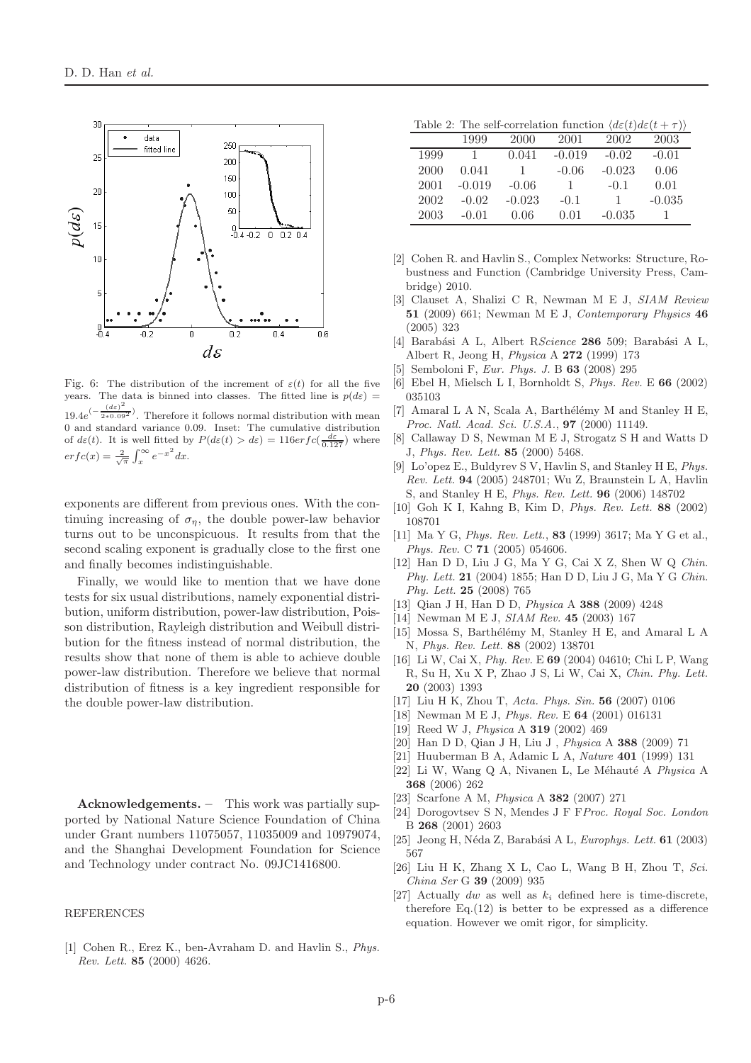data

fitted line

$p(d\varepsilon)$

$d\varepsilon$

-0.4 -0.2 0 0.2 0.4 0.6

0 5 10 15 20 25 30

0 50 100 150 200 250

-0.4 -0.2 0 0.2 0.4

Fig. 6: The distribution of the increment of $\varepsilon(t)$ for all the five years. The data is binned into classes. The fitted line is $p(d\varepsilon) = 19.4e^{(-\frac{(d\varepsilon)^2}{2*0.09^2})}$. Therefore it follows normal distribution with mean 0 and standard variance 0.09. Inset: The cumulative distribution of $d\varepsilon(t)$. It is well fitted by $P(d\varepsilon(t) > d\varepsilon) = 116erfc(\frac{d\varepsilon}{0.127})$ where $erfc(x) = \frac{2}{\sqrt{\pi}}\int_x^{\infty} e^{-x^2}dx$.

exponents are different from previous ones. With the continuing increasing of $\sigma_\eta$, the double power-law behavior turns out to be unconspicuous. It results from that the second scaling exponent is gradually close to the first one and finally becomes indistinguishable.

Finally, we would like to mention that we have done tests for six usual distributions, namely exponential distribution, uniform distribution, power-law distribution, Poisson distribution, Rayleigh distribution and Weibull distribution for the fitness instead of normal distribution, the results show that none of them is able to achieve double power-law distribution. Therefore we believe that normal distribution of fitness is a key ingredient responsible for the double power-law distribution.

**Acknowledgements.** – This work was partially supported by National Nature Science Foundation of China under Grant numbers 11075057, 11035009 and 10979074, and the Shanghai Development Foundation for Science and Technology under contract No. 09JC1416800.

REFERENCES

[1] Cohen R., Erez K., ben-Avraham D. and Havlin S., *Phys. Rev. Lett.* **85** (2000) 4626.

Table 2: The self-correlation function $\langle d\varepsilon(t)d\varepsilon(t+\tau)\rangle$

| | 1999 | 2000 | 2001 | 2002 | 2003 |
|---|---|---|---|---|---|
| 1999 | 1 | 0.041 | -0.019 | -0.02 | -0.01 |
| 2000 | 0.041 | 1 | -0.06 | -0.023 | 0.06 |
| 2001 | -0.019 | -0.06 | 1 | -0.1 | 0.01 |
| 2002 | -0.02 | -0.023 | -0.1 | 1 | -0.035 |
| 2003 | -0.01 | 0.06 | 0.01 | -0.035 | 1 |

[2] Cohen R. and Havlin S., Complex Networks: Structure, Robustness and Function (Cambridge University Press, Cambridge) 2010.

[3] Clauset A, Shalizi C R, Newman M E J, *SIAM Review* **51** (2009) 661; Newman M E J, *Contemporary Physics* **46** (2005) 323

[4] Barabási A L, Albert R*Science* **286** 509; Barabási A L, Albert R, Jeong H, *Physica* A **272** (1999) 173

[5] Semboloni F, *Eur. Phys. J.* B **63** (2008) 295

[6] Ebel H, Mielsch L I, Bornholdt S, *Phys. Rev.* E **66** (2002) 035103

[7] Amaral L A N, Scala A, Barthélémy M and Stanley H E, *Proc. Natl. Acad. Sci. U.S.A.*, **97** (2000) 11149.

[8] Callaway D S, Newman M E J, Strogatz S H and Watts D J, *Phys. Rev. Lett.* **85** (2000) 5468.

[9] Lo'opez E., Buldyrev S V, Havlin S, and Stanley H E, *Phys. Rev. Lett.* **94** (2005) 248701; Wu Z, Braunstein L A, Havlin S, and Stanley H E, *Phys. Rev. Lett.* **96** (2006) 148702

[10] Goh K I, Kahng B, Kim D, *Phys. Rev. Lett.* **88** (2002) 108701

[11] Ma Y G, *Phys. Rev. Lett.*, **83** (1999) 3617; Ma Y G et al., *Phys. Rev.* C **71** (2005) 054606.

[12] Han D D, Liu J G, Ma Y G, Cai X Z, Shen W Q *Chin. Phy. Lett.* **21** (2004) 1855; Han D D, Liu J G, Ma Y G *Chin. Phy. Lett.* **25** (2008) 765

[13] Qian J H, Han D D, *Physica* A **388** (2009) 4248

[14] Newman M E J, *SIAM Rev.* **45** (2003) 167

[15] Mossa S, Barthélémy M, Stanley H E, and Amaral L A N, *Phys. Rev. Lett.* **88** (2002) 138701

[16] Li W, Cai X, *Phy. Rev.* E **69** (2004) 04610; Chi L P, Wang R, Su H, Xu X P, Zhao J S, Li W, Cai X, *Chin. Phy. Lett.* **20** (2003) 1393

[17] Liu H K, Zhou T, *Acta. Phys. Sin.* **56** (2007) 0106

[18] Newman M E J, *Phys. Rev.* E **64** (2001) 016131

[19] Reed W J, *Physica* A **319** (2002) 469

[20] Han D D, Qian J H, Liu J , *Physica* A **388** (2009) 71

[21] Huuberman B A, Adamic L A, *Nature* **401** (1999) 131

[22] Li W, Wang Q A, Nivanen L, Le Méhauté A *Physica* A **368** (2006) 262

[23] Scarfone A M, *Physica* A **382** (2007) 271

[24] Dorogovtsev S N, Mendes J F F*Proc. Royal Soc. London* B **268** (2001) 2603

[25] Jeong H, Néda Z, Barabási A L, *Europhys. Lett.* **61** (2003) 567

[26] Liu H K, Zhang X L, Cao L, Wang B H, Zhou T, *Sci. China Ser* G **39** (2009) 935

[27] Actually $dw$ as well as $k_i$ defined here is time-discrete, therefore Eq.(12) is better to be expressed as a difference equation. However we omit rigor, for simplicity.